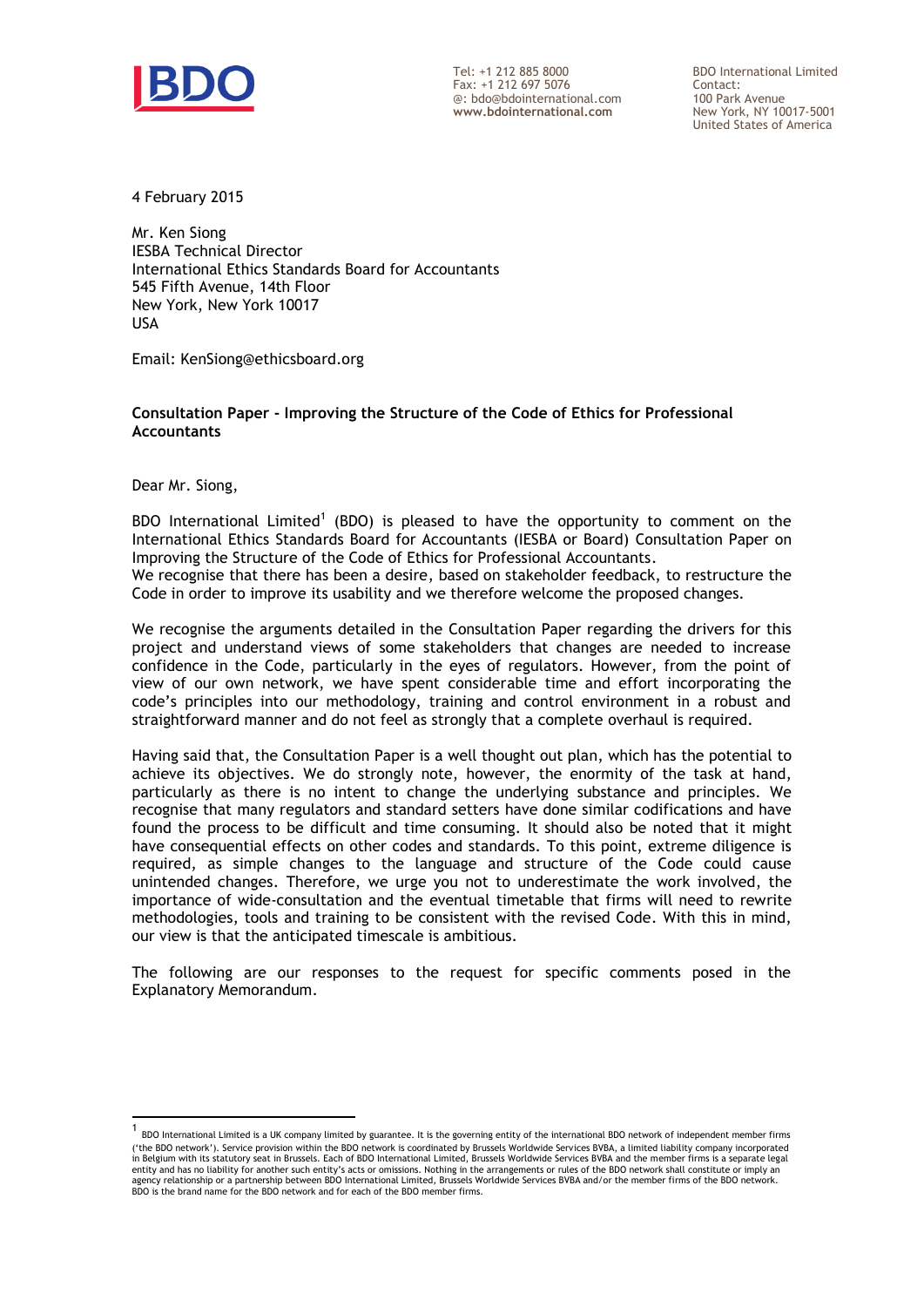BDO

Tel: +1 212 885 8000
Fax: +1 212 697 5076
@: bdo@bdointernational.com
**www.bdointernational.com**

BDO International Limited
Contact:
100 Park Avenue
New York, NY 10017-5001
United States of America

4 February 2015

Mr. Ken Siong
IESBA Technical Director
International Ethics Standards Board for Accountants
545 Fifth Avenue, 14th Floor
New York, New York 10017
USA

Email: KenSiong@ethicsboard.org

**Consultation Paper - Improving the Structure of the Code of Ethics for Professional Accountants**

Dear Mr. Siong,

BDO International Limited[1] (BDO) is pleased to have the opportunity to comment on the International Ethics Standards Board for Accountants (IESBA or Board) Consultation Paper on Improving the Structure of the Code of Ethics for Professional Accountants.
We recognise that there has been a desire, based on stakeholder feedback, to restructure the Code in order to improve its usability and we therefore welcome the proposed changes.

We recognise the arguments detailed in the Consultation Paper regarding the drivers for this project and understand views of some stakeholders that changes are needed to increase confidence in the Code, particularly in the eyes of regulators. However, from the point of view of our own network, we have spent considerable time and effort incorporating the code's principles into our methodology, training and control environment in a robust and straightforward manner and do not feel as strongly that a complete overhaul is required.

Having said that, the Consultation Paper is a well thought out plan, which has the potential to achieve its objectives. We do strongly note, however, the enormity of the task at hand, particularly as there is no intent to change the underlying substance and principles. We recognise that many regulators and standard setters have done similar codifications and have found the process to be difficult and time consuming. It should also be noted that it might have consequential effects on other codes and standards. To this point, extreme diligence is required, as simple changes to the language and structure of the Code could cause unintended changes. Therefore, we urge you not to underestimate the work involved, the importance of wide-consultation and the eventual timetable that firms will need to rewrite methodologies, tools and training to be consistent with the revised Code. With this in mind, our view is that the anticipated timescale is ambitious.

The following are our responses to the request for specific comments posed in the Explanatory Memorandum.

[1] BDO International Limited is a UK company limited by guarantee. It is the governing entity of the international BDO network of independent member firms ('the BDO network'). Service provision within the BDO network is coordinated by Brussels Worldwide Services BVBA, a limited liability company incorporated in Belgium with its statutory seat in Brussels. Each of BDO International Limited, Brussels Worldwide Services BVBA and the member firms is a separate legal entity and has no liability for another such entity's acts or omissions. Nothing in the arrangements or rules of the BDO network shall constitute or imply an agency relationship or a partnership between BDO International Limited, Brussels Worldwide Services BVBA and/or the member firms of the BDO network. BDO is the brand name for the BDO network and for each of the BDO member firms.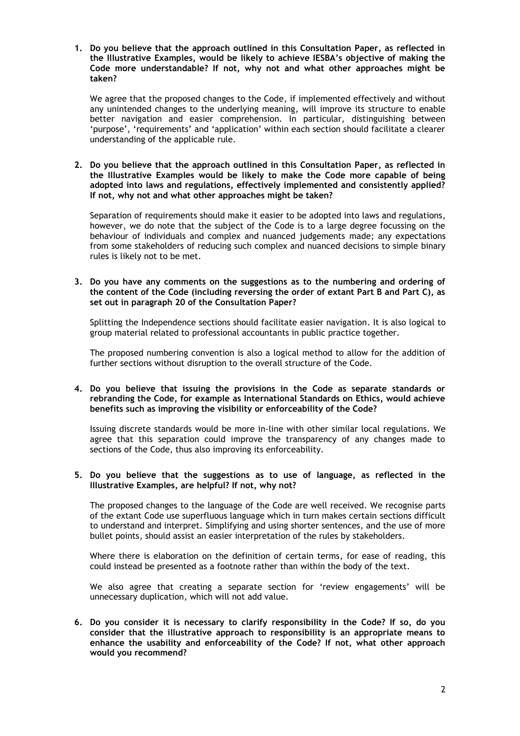**1. Do you believe that the approach outlined in this Consultation Paper, as reflected in the Illustrative Examples, would be likely to achieve IESBA's objective of making the Code more understandable? If not, why not and what other approaches might be taken?**

We agree that the proposed changes to the Code, if implemented effectively and without any unintended changes to the underlying meaning, will improve its structure to enable better navigation and easier comprehension. In particular, distinguishing between 'purpose', 'requirements' and 'application' within each section should facilitate a clearer understanding of the applicable rule.

**2. Do you believe that the approach outlined in this Consultation Paper, as reflected in the Illustrative Examples would be likely to make the Code more capable of being adopted into laws and regulations, effectively implemented and consistently applied? If not, why not and what other approaches might be taken?**

Separation of requirements should make it easier to be adopted into laws and regulations, however, we do note that the subject of the Code is to a large degree focussing on the behaviour of individuals and complex and nuanced judgements made; any expectations from some stakeholders of reducing such complex and nuanced decisions to simple binary rules is likely not to be met.

**3. Do you have any comments on the suggestions as to the numbering and ordering of the content of the Code (including reversing the order of extant Part B and Part C), as set out in paragraph 20 of the Consultation Paper?**

Splitting the Independence sections should facilitate easier navigation. It is also logical to group material related to professional accountants in public practice together.

The proposed numbering convention is also a logical method to allow for the addition of further sections without disruption to the overall structure of the Code.

**4. Do you believe that issuing the provisions in the Code as separate standards or rebranding the Code, for example as International Standards on Ethics, would achieve benefits such as improving the visibility or enforceability of the Code?**

Issuing discrete standards would be more in-line with other similar local regulations. We agree that this separation could improve the transparency of any changes made to sections of the Code, thus also improving its enforceability.

**5. Do you believe that the suggestions as to use of language, as reflected in the Illustrative Examples, are helpful? If not, why not?**

The proposed changes to the language of the Code are well received. We recognise parts of the extant Code use superfluous language which in turn makes certain sections difficult to understand and interpret. Simplifying and using shorter sentences, and the use of more bullet points, should assist an easier interpretation of the rules by stakeholders.

Where there is elaboration on the definition of certain terms, for ease of reading, this could instead be presented as a footnote rather than within the body of the text.

We also agree that creating a separate section for 'review engagements' will be unnecessary duplication, which will not add value.

**6. Do you consider it is necessary to clarify responsibility in the Code? If so, do you consider that the illustrative approach to responsibility is an appropriate means to enhance the usability and enforceability of the Code? If not, what other approach would you recommend?**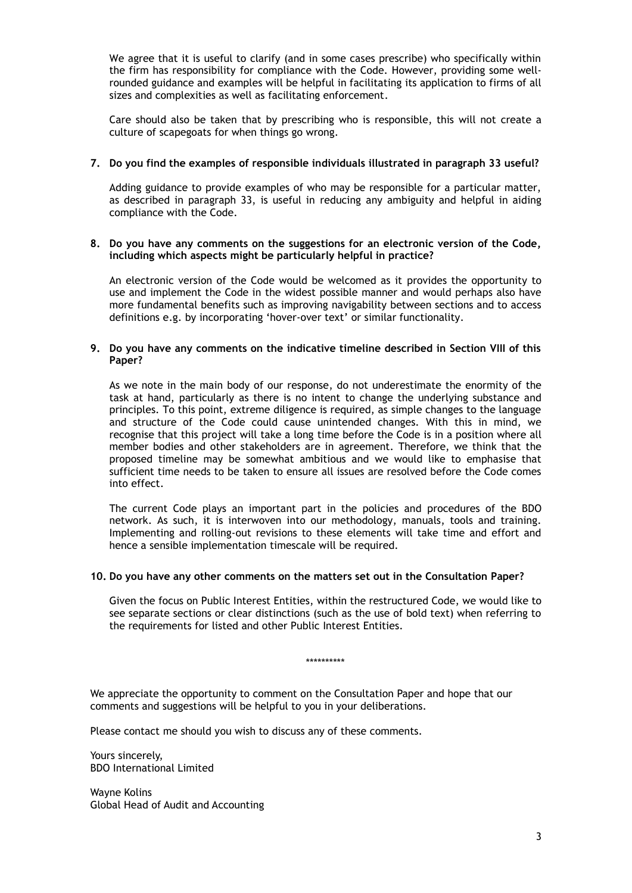We agree that it is useful to clarify (and in some cases prescribe) who specifically within the firm has responsibility for compliance with the Code. However, providing some well-rounded guidance and examples will be helpful in facilitating its application to firms of all sizes and complexities as well as facilitating enforcement.

Care should also be taken that by prescribing who is responsible, this will not create a culture of scapegoats for when things go wrong.

**7. Do you find the examples of responsible individuals illustrated in paragraph 33 useful?**

Adding guidance to provide examples of who may be responsible for a particular matter, as described in paragraph 33, is useful in reducing any ambiguity and helpful in aiding compliance with the Code.

**8. Do you have any comments on the suggestions for an electronic version of the Code, including which aspects might be particularly helpful in practice?**

An electronic version of the Code would be welcomed as it provides the opportunity to use and implement the Code in the widest possible manner and would perhaps also have more fundamental benefits such as improving navigability between sections and to access definitions e.g. by incorporating 'hover-over text' or similar functionality.

**9. Do you have any comments on the indicative timeline described in Section VIII of this Paper?**

As we note in the main body of our response, do not underestimate the enormity of the task at hand, particularly as there is no intent to change the underlying substance and principles. To this point, extreme diligence is required, as simple changes to the language and structure of the Code could cause unintended changes. With this in mind, we recognise that this project will take a long time before the Code is in a position where all member bodies and other stakeholders are in agreement. Therefore, we think that the proposed timeline may be somewhat ambitious and we would like to emphasise that sufficient time needs to be taken to ensure all issues are resolved before the Code comes into effect.

The current Code plays an important part in the policies and procedures of the BDO network. As such, it is interwoven into our methodology, manuals, tools and training. Implementing and rolling-out revisions to these elements will take time and effort and hence a sensible implementation timescale will be required.

**10. Do you have any other comments on the matters set out in the Consultation Paper?**

Given the focus on Public Interest Entities, within the restructured Code, we would like to see separate sections or clear distinctions (such as the use of bold text) when referring to the requirements for listed and other Public Interest Entities.

**********

We appreciate the opportunity to comment on the Consultation Paper and hope that our comments and suggestions will be helpful to you in your deliberations.

Please contact me should you wish to discuss any of these comments.

Yours sincerely,
BDO International Limited

Wayne Kolins
Global Head of Audit and Accounting